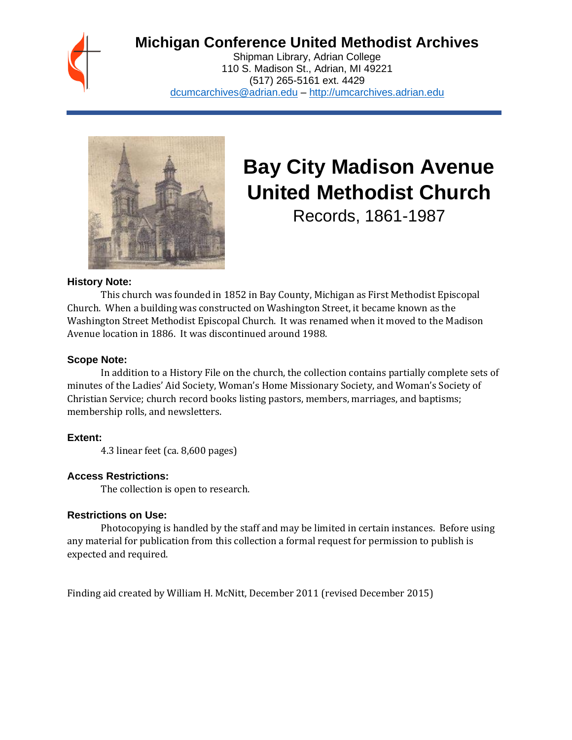# Michigan Conference United Methodist Archives

Shipman Library, Adrian College
110 S. Madison St., Adrian, MI 49221
(517) 265-5161 ext. 4429
dcumcarchives@adrian.edu – http://umcarchives.adrian.edu

# Bay City Madison Avenue United Methodist Church

Records, 1861-1987

### History Note:

This church was founded in 1852 in Bay County, Michigan as First Methodist Episcopal Church. When a building was constructed on Washington Street, it became known as the Washington Street Methodist Episcopal Church. It was renamed when it moved to the Madison Avenue location in 1886. It was discontinued around 1988.

### Scope Note:

In addition to a History File on the church, the collection contains partially complete sets of minutes of the Ladies' Aid Society, Woman's Home Missionary Society, and Woman's Society of Christian Service; church record books listing pastors, members, marriages, and baptisms; membership rolls, and newsletters.

### Extent:

4.3 linear feet (ca. 8,600 pages)

### Access Restrictions:

The collection is open to research.

### Restrictions on Use:

Photocopying is handled by the staff and may be limited in certain instances. Before using any material for publication from this collection a formal request for permission to publish is expected and required.

Finding aid created by William H. McNitt, December 2011 (revised December 2015)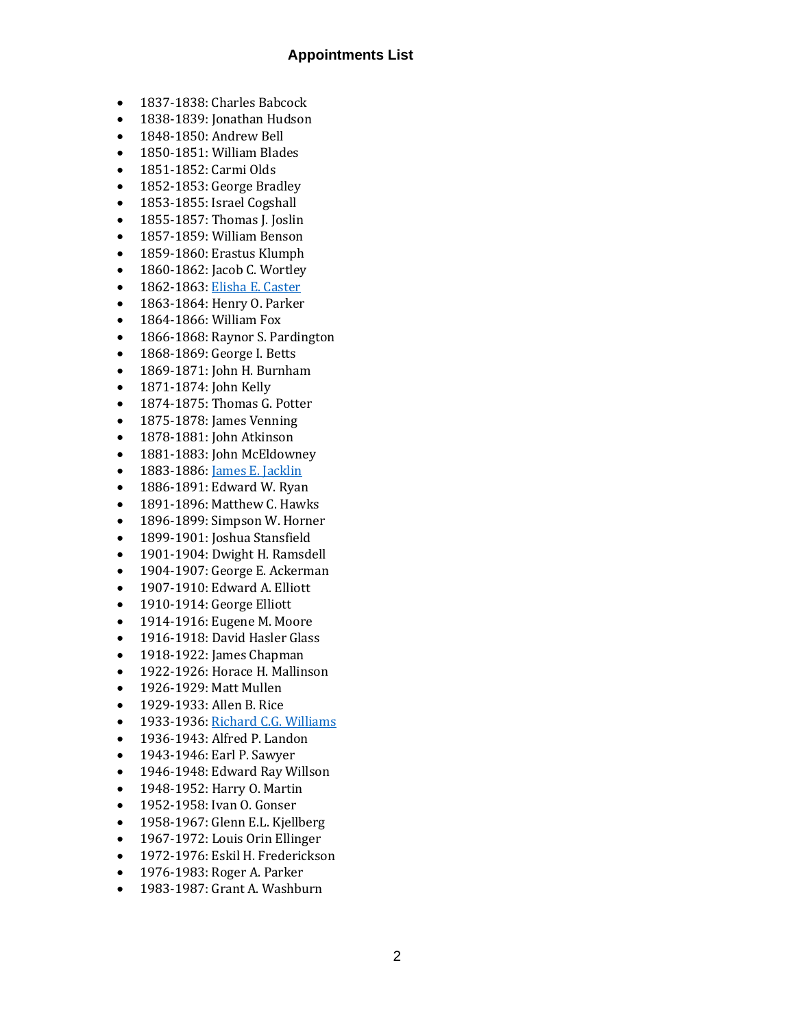# Appointments List

- 1837-1838: Charles Babcock
- 1838-1839: Jonathan Hudson
- 1848-1850: Andrew Bell
- 1850-1851: William Blades
- 1851-1852: Carmi Olds
- 1852-1853: George Bradley
- 1853-1855: Israel Cogshall
- 1855-1857: Thomas J. Joslin
- 1857-1859: William Benson
- 1859-1860: Erastus Klumph
- 1860-1862: Jacob C. Wortley
- 1862-1863: Elisha E. Caster
- 1863-1864: Henry O. Parker
- 1864-1866: William Fox
- 1866-1868: Raynor S. Pardington
- 1868-1869: George I. Betts
- 1869-1871: John H. Burnham
- 1871-1874: John Kelly
- 1874-1875: Thomas G. Potter
- 1875-1878: James Venning
- 1878-1881: John Atkinson
- 1881-1883: John McEldowney
- 1883-1886: James E. Jacklin
- 1886-1891: Edward W. Ryan
- 1891-1896: Matthew C. Hawks
- 1896-1899: Simpson W. Horner
- 1899-1901: Joshua Stansfield
- 1901-1904: Dwight H. Ramsdell
- 1904-1907: George E. Ackerman
- 1907-1910: Edward A. Elliott
- 1910-1914: George Elliott
- 1914-1916: Eugene M. Moore
- 1916-1918: David Hasler Glass
- 1918-1922: James Chapman
- 1922-1926: Horace H. Mallinson
- 1926-1929: Matt Mullen
- 1929-1933: Allen B. Rice
- 1933-1936: Richard C.G. Williams
- 1936-1943: Alfred P. Landon
- 1943-1946: Earl P. Sawyer
- 1946-1948: Edward Ray Willson
- 1948-1952: Harry O. Martin
- 1952-1958: Ivan O. Gonser
- 1958-1967: Glenn E.L. Kjellberg
- 1967-1972: Louis Orin Ellinger
- 1972-1976: Eskil H. Frederickson
- 1976-1983: Roger A. Parker
- 1983-1987: Grant A. Washburn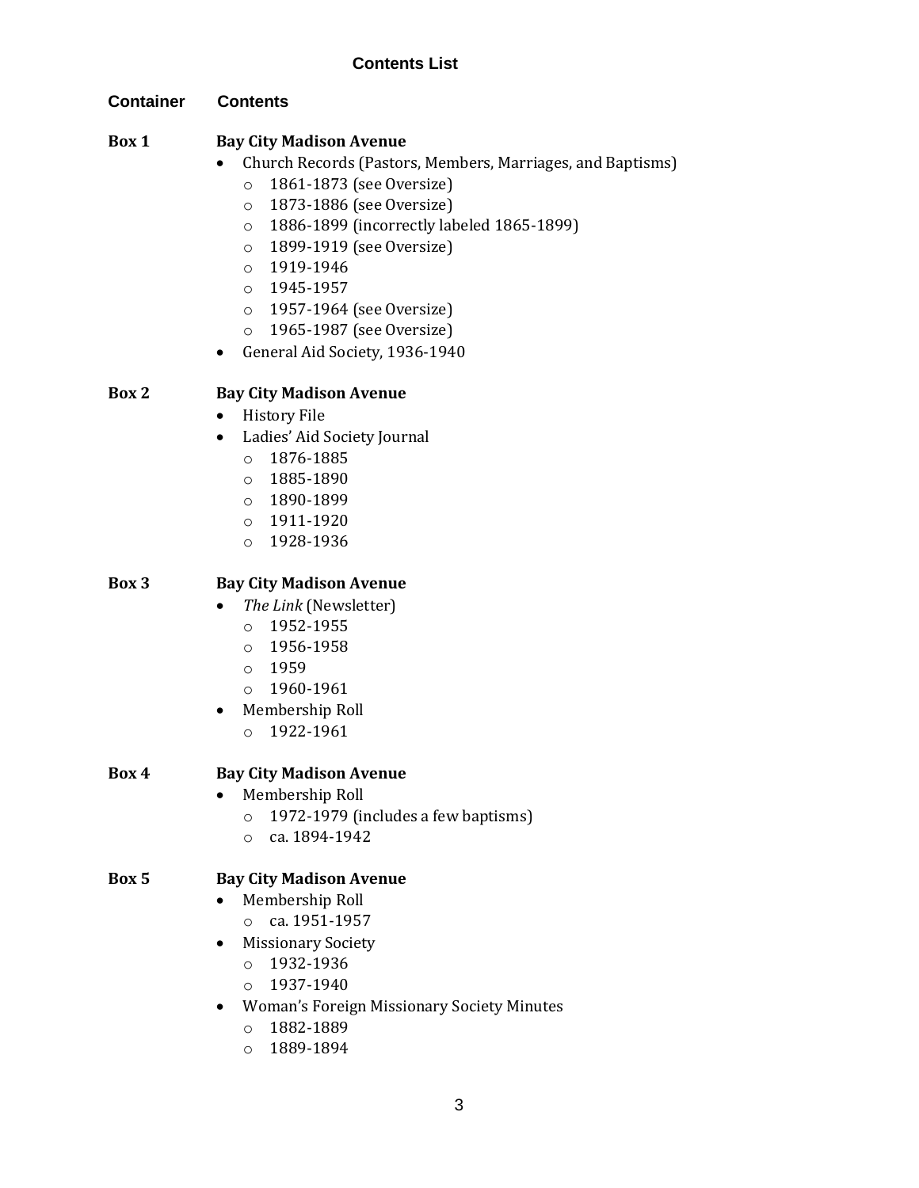## Contents List

| Container | Contents |
| --- | --- |

**Box 1** — **Bay City Madison Avenue**

- Church Records (Pastors, Members, Marriages, and Baptisms)
  - 1861-1873 (see Oversize)
  - 1873-1886 (see Oversize)
  - 1886-1899 (incorrectly labeled 1865-1899)
  - 1899-1919 (see Oversize)
  - 1919-1946
  - 1945-1957
  - 1957-1964 (see Oversize)
  - 1965-1987 (see Oversize)
- General Aid Society, 1936-1940

**Box 2** — **Bay City Madison Avenue**

- History File
- Ladies' Aid Society Journal
  - 1876-1885
  - 1885-1890
  - 1890-1899
  - 1911-1920
  - 1928-1936

**Box 3** — **Bay City Madison Avenue**

- *The Link* (Newsletter)
  - 1952-1955
  - 1956-1958
  - 1959
  - 1960-1961
- Membership Roll
  - 1922-1961

**Box 4** — **Bay City Madison Avenue**

- Membership Roll
  - 1972-1979 (includes a few baptisms)
  - ca. 1894-1942

**Box 5** — **Bay City Madison Avenue**

- Membership Roll
  - ca. 1951-1957
- Missionary Society
  - 1932-1936
  - 1937-1940
- Woman's Foreign Missionary Society Minutes
  - 1882-1889
  - 1889-1894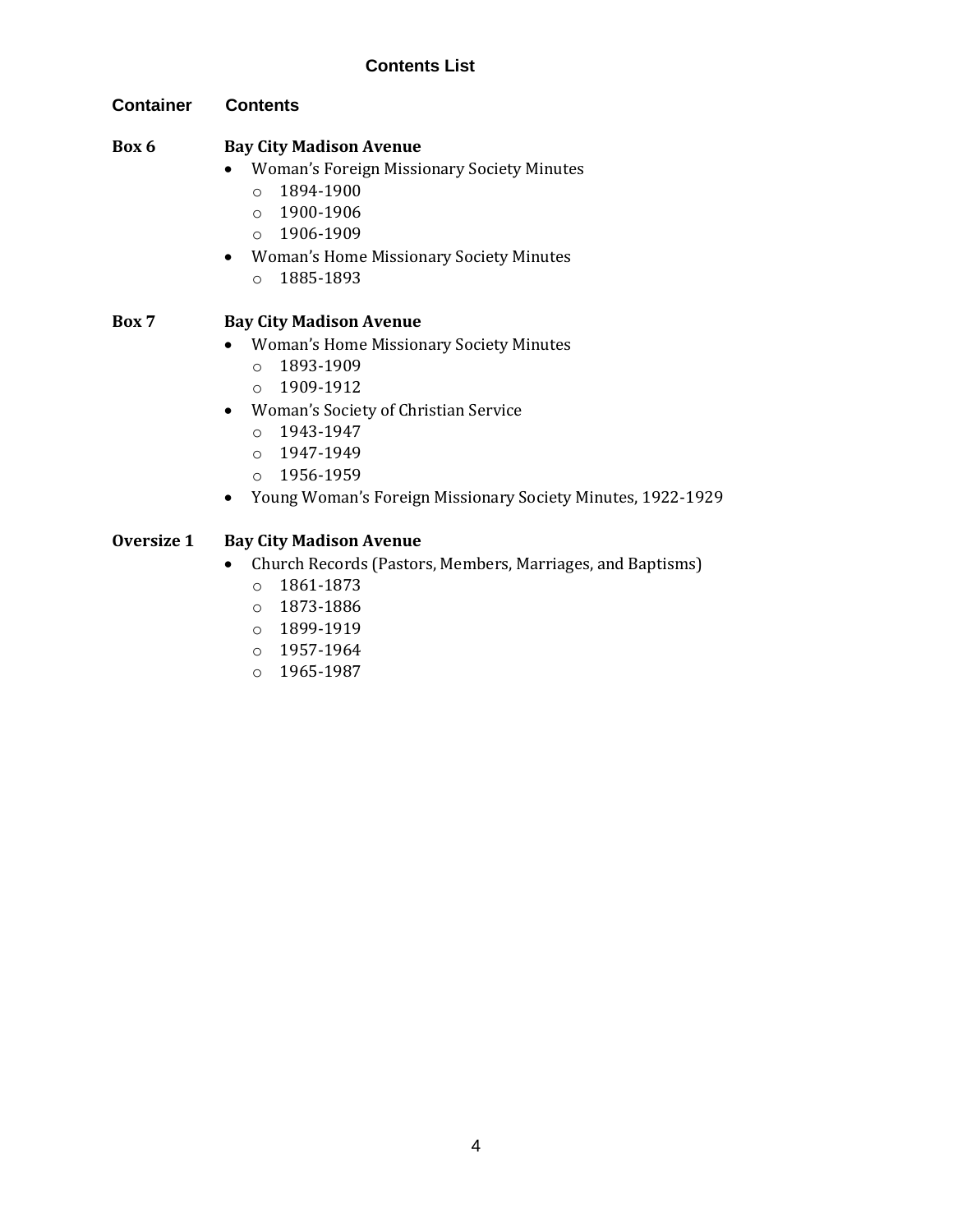## Contents List

**Container** **Contents**

**Box 6** **Bay City Madison Avenue**

- Woman's Foreign Missionary Society Minutes
  - 1894-1900
  - 1900-1906
  - 1906-1909
- Woman's Home Missionary Society Minutes
  - 1885-1893

**Box 7** **Bay City Madison Avenue**

- Woman's Home Missionary Society Minutes
  - 1893-1909
  - 1909-1912
- Woman's Society of Christian Service
  - 1943-1947
  - 1947-1949
  - 1956-1959
- Young Woman's Foreign Missionary Society Minutes, 1922-1929

**Oversize 1** **Bay City Madison Avenue**

- Church Records (Pastors, Members, Marriages, and Baptisms)
  - 1861-1873
  - 1873-1886
  - 1899-1919
  - 1957-1964
  - 1965-1987